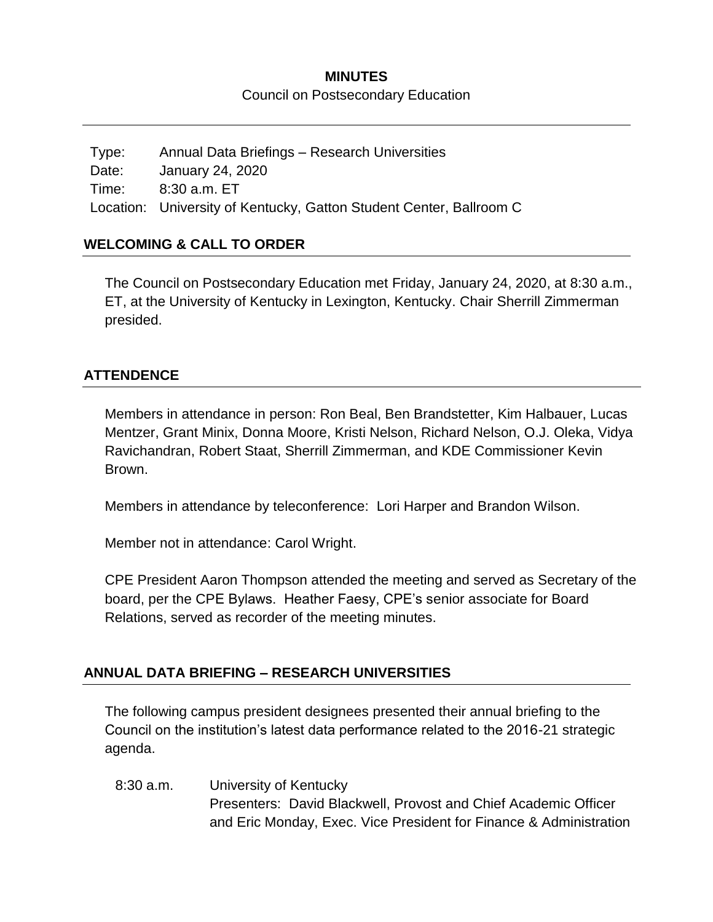**MINUTES**

Council on Postsecondary Education

| | |
|---|---|
| Type: | Annual Data Briefings – Research Universities |
| Date: | January 24, 2020 |
| Time: | 8:30 a.m. ET |
| Location: | University of Kentucky, Gatton Student Center, Ballroom C |

## WELCOMING & CALL TO ORDER

The Council on Postsecondary Education met Friday, January 24, 2020, at 8:30 a.m., ET, at the University of Kentucky in Lexington, Kentucky. Chair Sherrill Zimmerman presided.

## ATTENDENCE

Members in attendance in person: Ron Beal, Ben Brandstetter, Kim Halbauer, Lucas Mentzer, Grant Minix, Donna Moore, Kristi Nelson, Richard Nelson, O.J. Oleka, Vidya Ravichandran, Robert Staat, Sherrill Zimmerman, and KDE Commissioner Kevin Brown.

Members in attendance by teleconference: Lori Harper and Brandon Wilson.

Member not in attendance: Carol Wright.

CPE President Aaron Thompson attended the meeting and served as Secretary of the board, per the CPE Bylaws. Heather Faesy, CPE's senior associate for Board Relations, served as recorder of the meeting minutes.

## ANNUAL DATA BRIEFING – RESEARCH UNIVERSITIES

The following campus president designees presented their annual briefing to the Council on the institution's latest data performance related to the 2016-21 strategic agenda.

| | |
|---|---|
| 8:30 a.m. | University of Kentucky<br>Presenters: David Blackwell, Provost and Chief Academic Officer and Eric Monday, Exec. Vice President for Finance & Administration |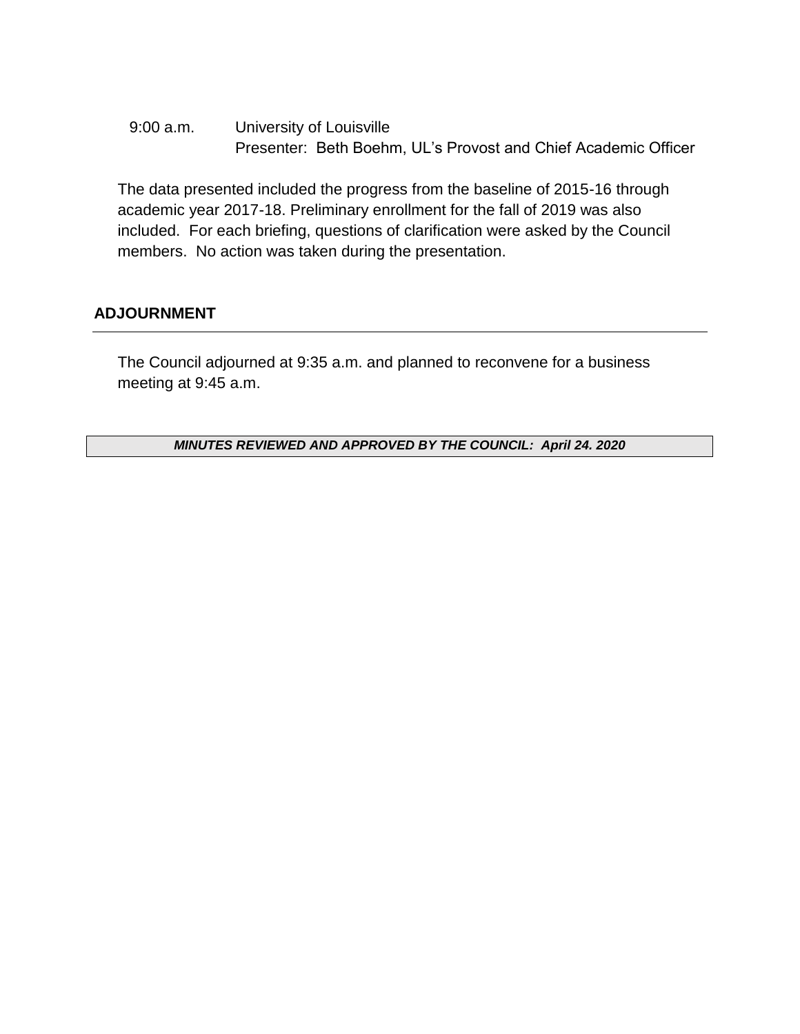9:00 a.m. University of Louisville
Presenter: Beth Boehm, UL's Provost and Chief Academic Officer

The data presented included the progress from the baseline of 2015-16 through academic year 2017-18. Preliminary enrollment for the fall of 2019 was also included. For each briefing, questions of clarification were asked by the Council members. No action was taken during the presentation.

## ADJOURNMENT

The Council adjourned at 9:35 a.m. and planned to reconvene for a business meeting at 9:45 a.m.

***MINUTES REVIEWED AND APPROVED BY THE COUNCIL: April 24. 2020***